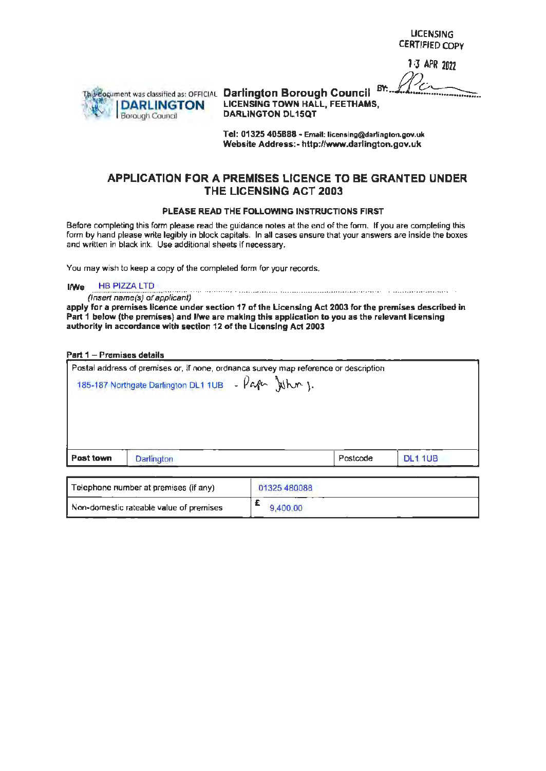LICENSING
CERTIFIED COPY

13 APR 2022

BY: ...

This document was classified as: OFFICIAL

**DARLINGTON** Borough Council

**Darlington Borough Council**
**LICENSING TOWN HALL, FEETHAMS,**
**DARLINGTON DL15QT**

**Tel: 01325 405888 - Email: licensing@darlington.gov.uk**
**Website Address:- http://www.darlington.gov.uk**

# APPLICATION FOR A PREMISES LICENCE TO BE GRANTED UNDER THE LICENSING ACT 2003

### PLEASE READ THE FOLLOWING INSTRUCTIONS FIRST

Before completing this form please read the guidance notes at the end of the form. If you are completing this form by hand please write legibly in block capitals. In all cases ensure that your answers are inside the boxes and written in black ink. Use additional sheets if necessary.

You may wish to keep a copy of the completed form for your records.

**I/We** HB PIZZA LTD
*(Insert name(s) of applicant)*
**apply for a premises licence under section 17 of the Licensing Act 2003 for the premises described in Part 1 below (the premises) and I/we are making this application to you as the relevant licensing authority in accordance with section 12 of the Licensing Act 2003**

**Part 1 – Premises details**

| Postal address of premises or, if none, ordnance survey map reference or description | | | |
|---|---|---|---|
| 185-187 Northgate Darlington DL1 1UB - Papa Johns. | | | |
| **Post town** | Darlington | Postcode | DL1 1UB |

| | |
|---|---|
| Telephone number at premises (if any) | 01325 480088 |
| Non-domestic rateable value of premises | £ 9,400.00 |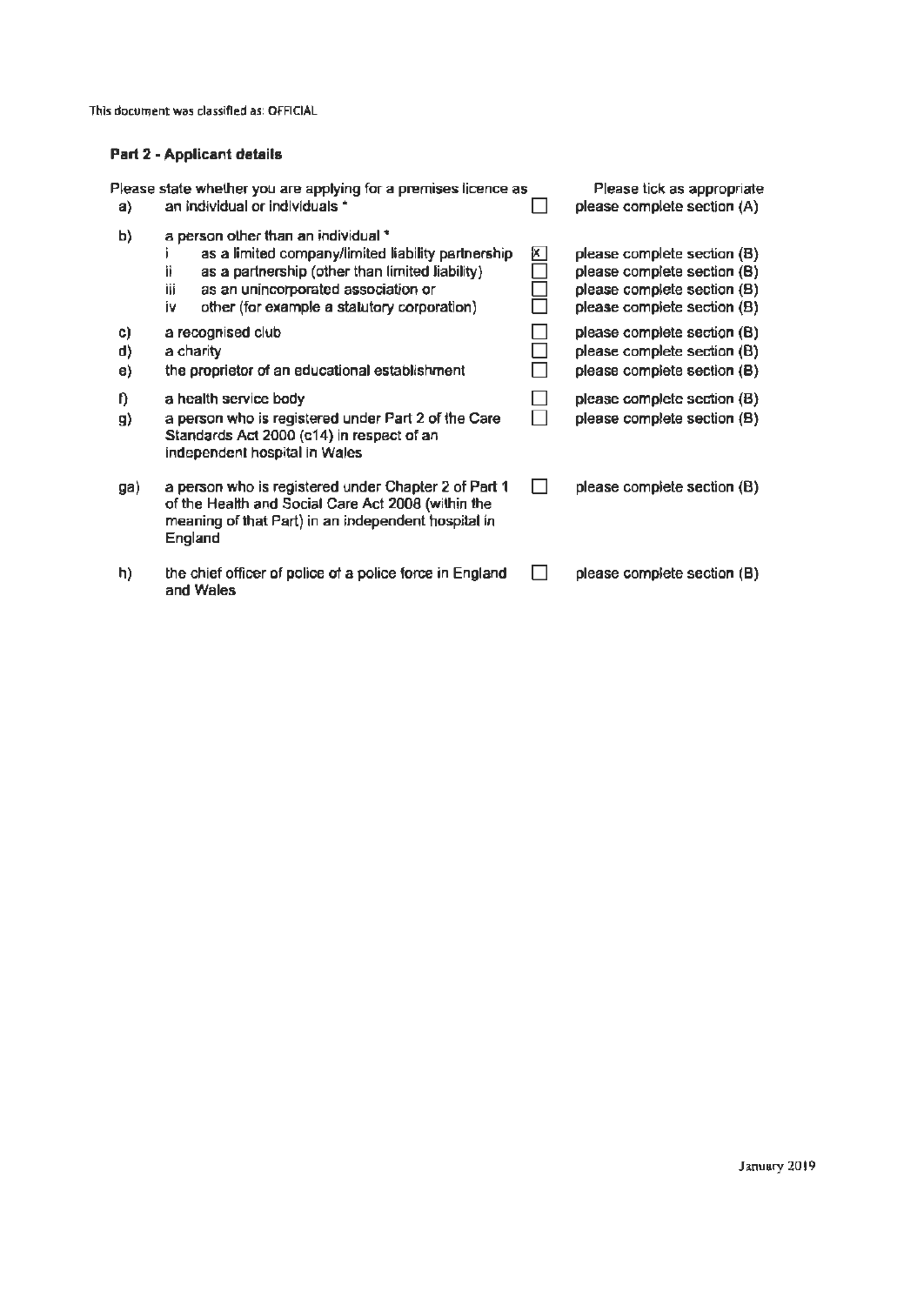This document was classified as: OFFICIAL

### Part 2 - Applicant details

Please state whether you are applying for a premises licence as

| | | | Please tick as appropriate |
|---|---|---|---|
| a) | an individual or individuals * | ☐ | please complete section (A) |
| b) | a person other than an individual * | | |
| | i as a limited company/limited liability partnership | ☒ | please complete section (B) |
| | ii as a partnership (other than limited liability) | ☐ | please complete section (B) |
| | iii as an unincorporated association or | ☐ | please complete section (B) |
| | iv other (for example a statutory corporation) | ☐ | please complete section (B) |
| c) | a recognised club | ☐ | please complete section (B) |
| d) | a charity | ☐ | please complete section (B) |
| e) | the proprietor of an educational establishment | ☐ | please complete section (B) |
| f) | a health service body | ☐ | please complete section (B) |
| g) | a person who is registered under Part 2 of the Care Standards Act 2000 (c14) in respect of an independent hospital in Wales | ☐ | please complete section (B) |
| ga) | a person who is registered under Chapter 2 of Part 1 of the Health and Social Care Act 2008 (within the meaning of that Part) in an independent hospital in England | ☐ | please complete section (B) |
| h) | the chief officer of police of a police force in England and Wales | ☐ | please complete section (B) |

January 2019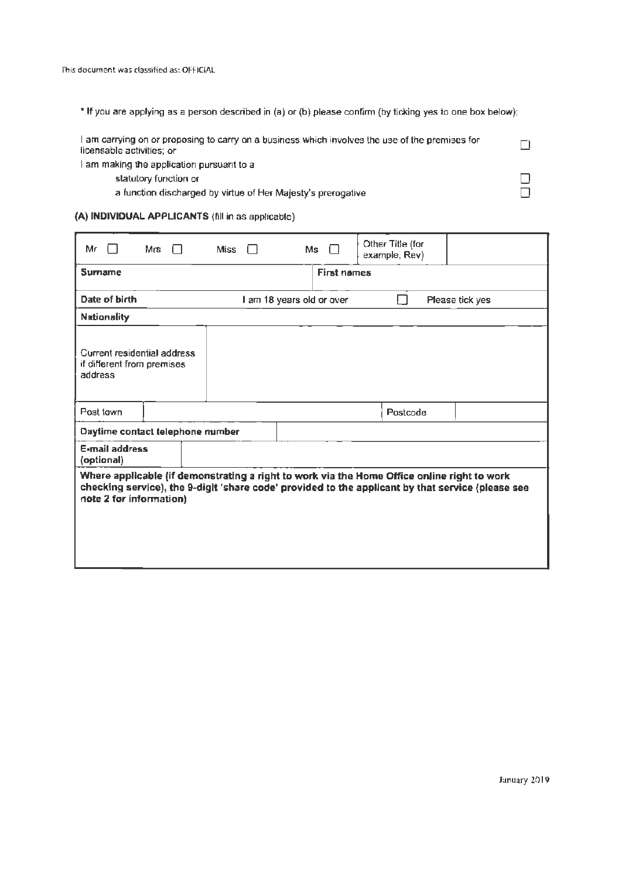\* If you are applying as a person described in (a) or (b) please confirm (by ticking yes to one box below):

| | |
|---|---|
| I am carrying on or proposing to carry on a business which involves the use of the premises for licensable activities; or | ☐ |
| I am making the application pursuant to a | |
| statutory function or | ☐ |
| a function discharged by virtue of Her Majesty's prerogative | ☐ |

**(A) INDIVIDUAL APPLICANTS** (fill in as applicable)

| | | | | | |
|---|---|---|---|---|---|
| Mr ☐ | Mrs ☐ | Miss ☐ | Ms ☐ | Other Title (for example, Rev) | |
| **Surname** | | | **First names** | | |
| **Date of birth** | | I am 18 years old or over | ☐ | Please tick yes | |
| **Nationality** | | | | | |
| Current residential address if different from premises address | | | | | |
| Post town | | | Postcode | | |
| **Daytime contact telephone number** | | | | | |
| **E-mail address (optional)** | | | | | |
| **Where applicable (if demonstrating a right to work via the Home Office online right to work checking service), the 9-digit 'share code' provided to the applicant by that service (please see note 2 for information)** | | | | | |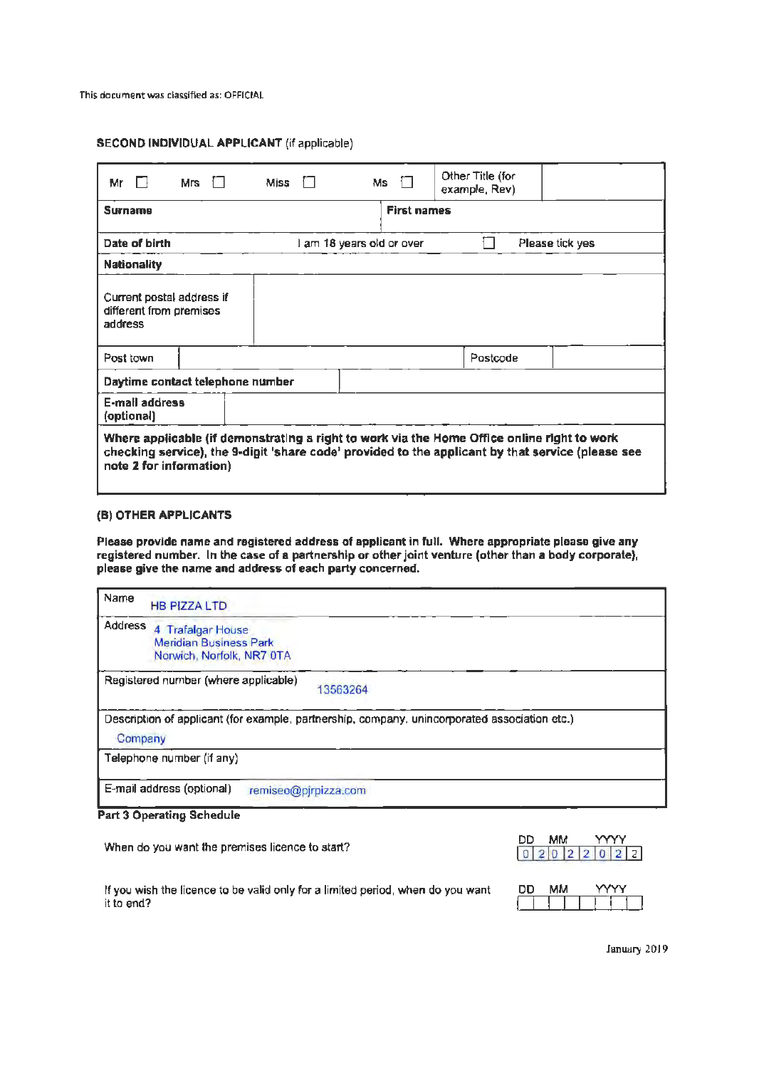This document was classified as: OFFICIAL

**SECOND INDIVIDUAL APPLICANT** (if applicable)

| Mr ☐ Mrs ☐ Miss ☐ Ms ☐ | | Other Title (for example, Rev) | |
|---|---|---|---|
| **Surname** | | **First names** | |
| **Date of birth** | I am 18 years old or over ☐ | Please tick yes | |
| **Nationality** | | | |
| Current postal address if different from premises address | | | |
| Post town | | Postcode | |
| **Daytime contact telephone number** | | | |
| **E-mail address (optional)** | | | |
| **Where applicable (if demonstrating a right to work via the Home Office online right to work checking service), the 9-digit 'share code' provided to the applicant by that service (please see note 2 for information)** | | | |

**(B) OTHER APPLICANTS**

**Please provide name and registered address of applicant in full. Where appropriate please give any registered number. In the case of a partnership or other joint venture (other than a body corporate), please give the name and address of each party concerned.**

| Field | Details |
|---|---|
| Name | HB PIZZA LTD |
| Address | 4 Trafalgar House<br>Meridian Business Park<br>Norwich, Norfolk, NR7 0TA |
| Registered number (where applicable) | 13563264 |
| Description of applicant (for example, partnership, company, unincorporated association etc.) | Company |
| Telephone number (if any) | |
| E-mail address (optional) | remiseo@pjrpizza.com |

**Part 3 Operating Schedule**

| | DD MM YYYY |
|---|---|
| When do you want the premises licence to start? | 02 02 2022 |
| If you wish the licence to be valid only for a limited period, when do you want it to end? | |

January 2019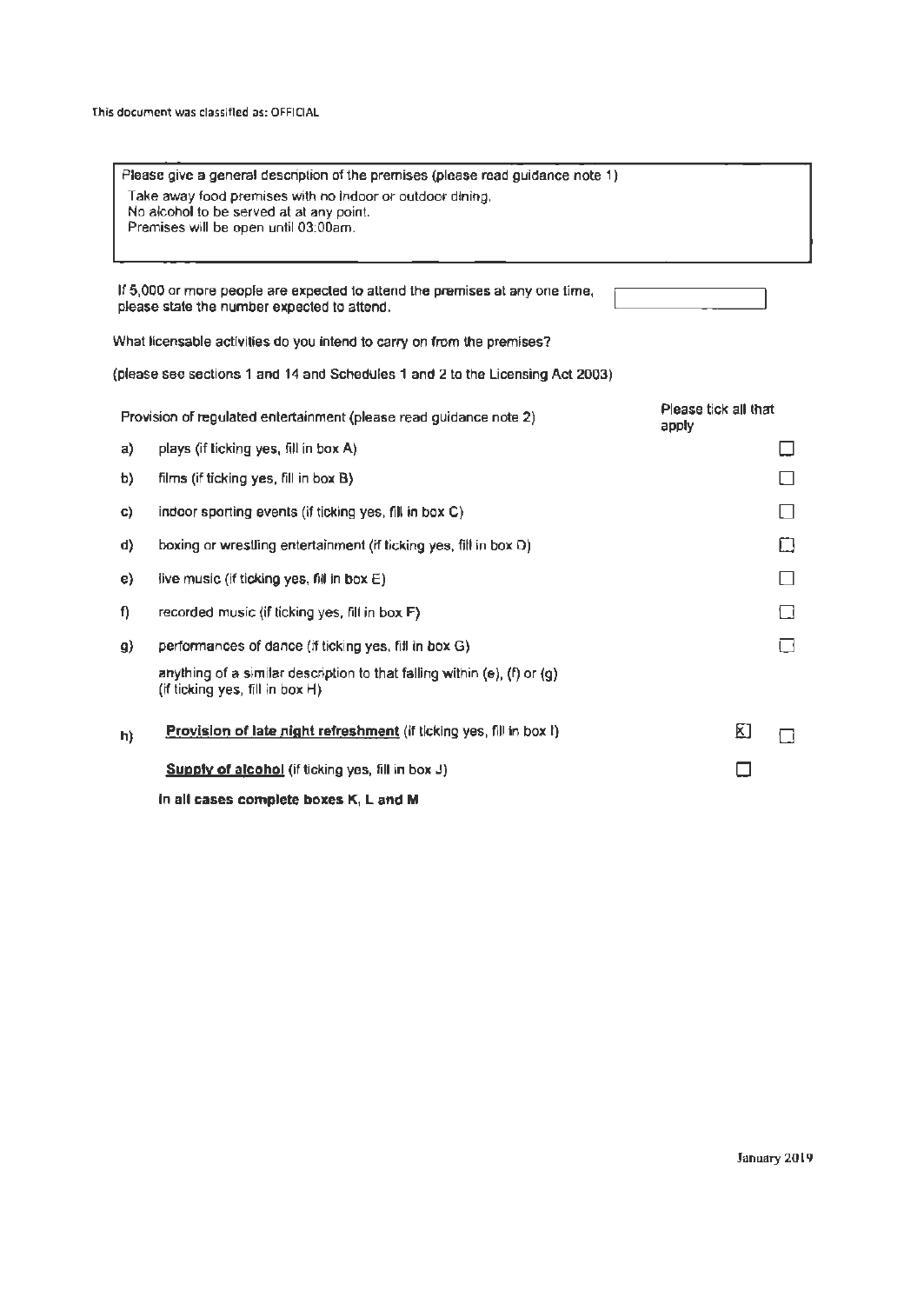This document was classified as: OFFICIAL

Please give a general description of the premises (please read guidance note 1)

Take away food premises with no indoor or outdoor dining.
No alcohol to be served at at any point.
Premises will be open until 03:00am.

If 5,000 or more people are expected to attend the premises at any one time, please state the number expected to attend.

What licensable activities do you intend to carry on from the premises?

(please see sections 1 and 14 and Schedules 1 and 2 to the Licensing Act 2003)

| | Provision of regulated entertainment (please read guidance note 2) | Please tick all that apply | |
|---|---|---|---|
| a) | plays (if ticking yes, fill in box A) | | ☐ |
| b) | films (if ticking yes, fill in box B) | | ☐ |
| c) | indoor sporting events (if ticking yes, fill in box C) | | ☐ |
| d) | boxing or wrestling entertainment (if ticking yes, fill in box D) | | ☐ |
| e) | live music (if ticking yes, fill in box E) | | ☐ |
| f) | recorded music (if ticking yes, fill in box F) | | ☐ |
| g) | performances of dance (if ticking yes, fill in box G) | | ☐ |
| | anything of a similar description to that falling within (e), (f) or (g) (if ticking yes, fill in box H) | | |
| h) | **Provision of late night refreshment** (if ticking yes, fill in box I) | ☒ | ☐ |
| | **Supply of alcohol** (if ticking yes, fill in box J) | ☐ | |

**In all cases complete boxes K, L and M**

January 2019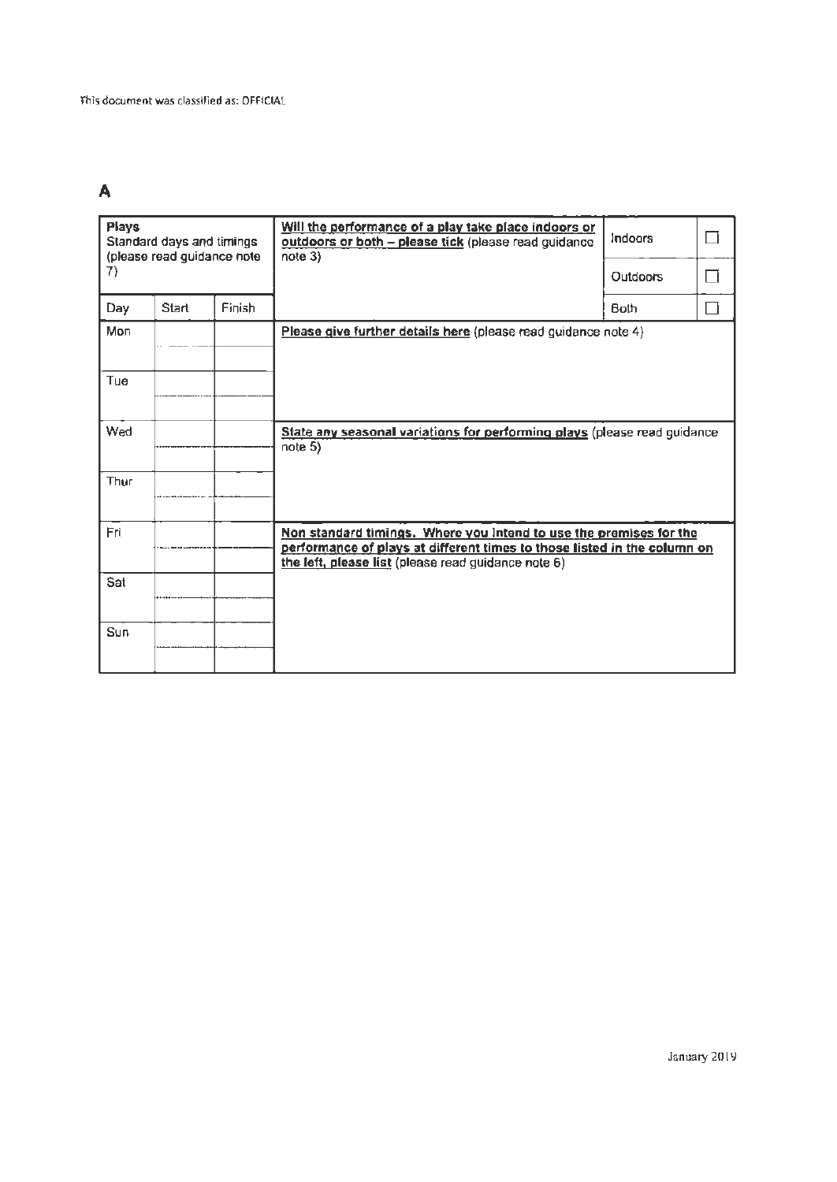This document was classified as: OFFICIAL

# A

| **Plays**<br>Standard days and timings (please read guidance note 7) | | | **Will the performance of a play take place indoors or outdoors or both – please tick** (please read guidance note 3) | Indoors | ☐ |
|---|---|---|---|---|---|
| | | | | Outdoors | ☐ |
| Day | Start | Finish | | Both | ☐ |
| Mon | | | **Please give further details here** (please read guidance note 4) | | |
| | | | | | |
| Tue | | | | | |
| | | | | | |
| Wed | | | **State any seasonal variations for performing plays** (please read guidance note 5) | | |
| | | | | | |
| Thur | | | | | |
| | | | | | |
| Fri | | | **Non standard timings. Where you intend to use the premises for the performance of plays at different times to those listed in the column on the left, please list** (please read guidance note 6) | | |
| | | | | | |
| Sat | | | | | |
| | | | | | |
| Sun | | | | | |
| | | | | | |

January 2019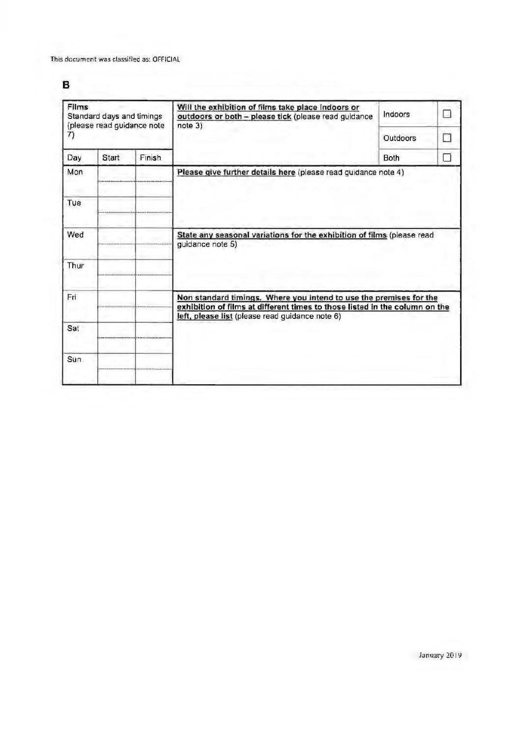This document was classified as: OFFICIAL

**B**

| **Films** Standard days and timings (please read guidance note 7) | | | **Will the exhibition of films take place indoors or outdoors or both – please tick** (please read guidance note 3) | Indoors | ☐ |
|---|---|---|---|---|---|
| | | | | Outdoors | ☐ |
| Day | Start | Finish | | Both | ☐ |
| Mon | | | **Please give further details here** (please read guidance note 4) | | |
| | | | | | |
| Tue | | | | | |
| | | | | | |
| Wed | | | **State any seasonal variations for the exhibition of films** (please read guidance note 5) | | |
| | | | | | |
| Thur | | | | | |
| | | | | | |
| Fri | | | **Non standard timings. Where you intend to use the premises for the exhibition of films at different times to those listed in the column on the left, please list** (please read guidance note 6) | | |
| | | | | | |
| Sat | | | | | |
| | | | | | |
| Sun | | | | | |
| | | | | | |

January 2019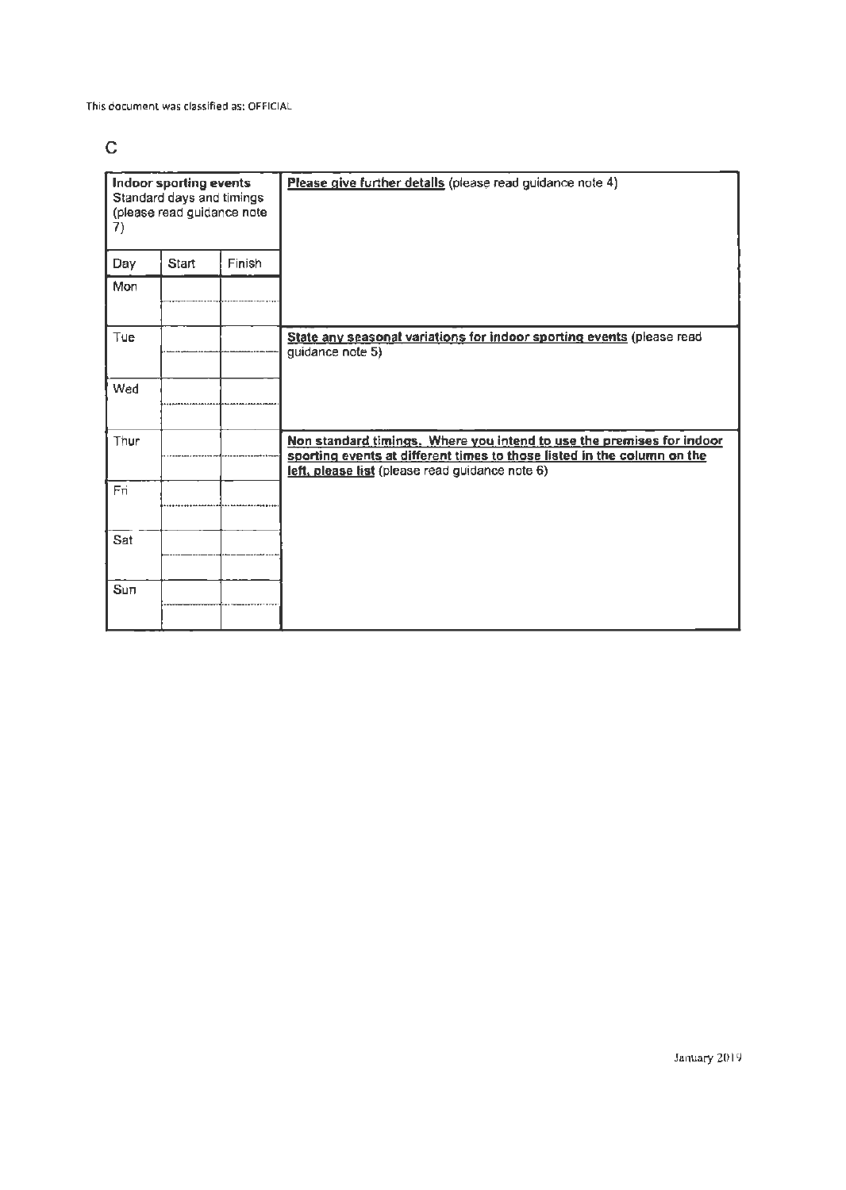This document was classified as: OFFICIAL

C

| **Indoor sporting events** Standard days and timings (please read guidance note 7) | | |
|---|---|---|
| Day | Start | Finish |
| Mon | | |
| | | |
| Tue | | |
| | | |
| Wed | | |
| | | |
| Thur | | |
| | | |
| Fri | | |
| | | |
| Sat | | |
| | | |
| Sun | | |
| | | |

**Please give further details** (please read guidance note 4)

**State any seasonal variations for indoor sporting events** (please read guidance note 5)

**Non standard timings. Where you intend to use the premises for indoor sporting events at different times to those listed in the column on the left, please list** (please read guidance note 6)

January 2019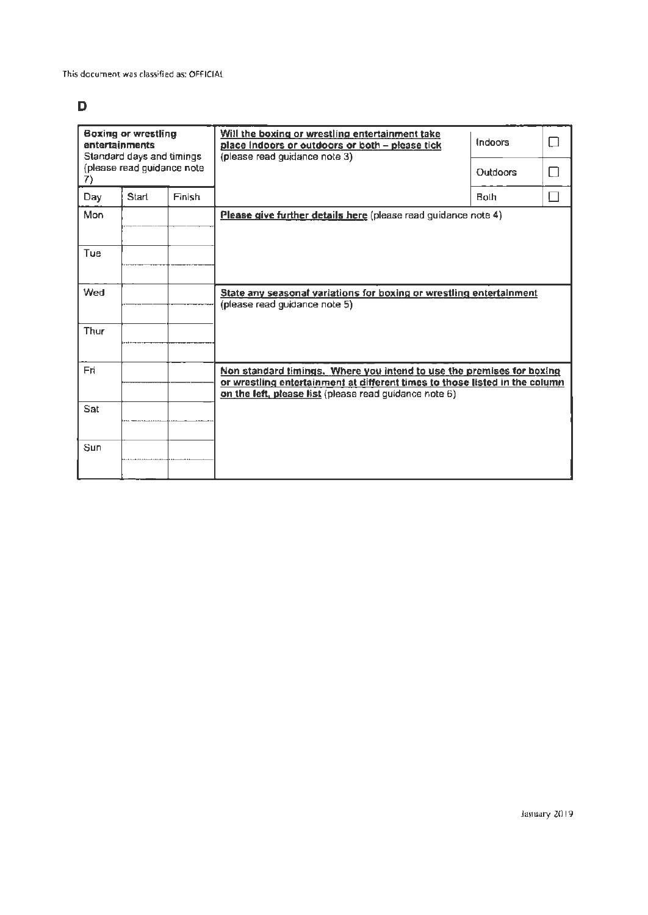This document was classified as: OFFICIAL

# D

| **Boxing or wrestling entertainments** Standard days and timings (please read guidance note 7) | | | **Will the boxing or wrestling entertainment take place indoors or outdoors or both – please tick** (please read guidance note 3) | Indoors | ☐ |
|---|---|---|---|---|---|
| | | | | Outdoors | ☐ |
| Day | Start | Finish | | Both | ☐ |
| Mon | | | **Please give further details here** (please read guidance note 4) | | |
| | | | | | |
| Tue | | | | | |
| | | | | | |
| Wed | | | **State any seasonal variations for boxing or wrestling entertainment** (please read guidance note 5) | | |
| | | | | | |
| Thur | | | | | |
| | | | | | |
| Fri | | | **Non standard timings. Where you intend to use the premises for boxing or wrestling entertainment at different times to those listed in the column on the left, please list** (please read guidance note 6) | | |
| | | | | | |
| Sat | | | | | |
| | | | | | |
| Sun | | | | | |
| | | | | | |

January 2019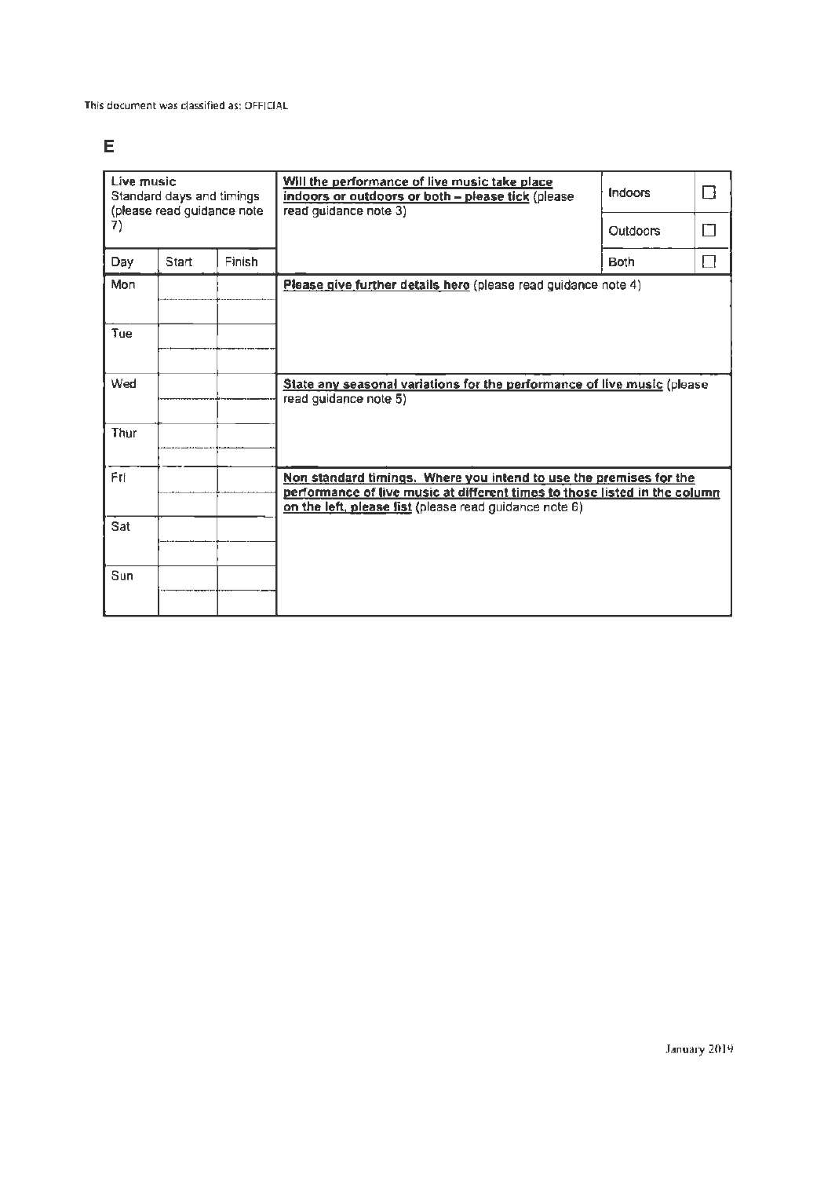This document was classified as: OFFICIAL

# E

| Live music<br>Standard days and timings (please read guidance note 7) | | | Will the performance of live music take place indoors or outdoors or both – please tick (please read guidance note 3) | Indoors | ☐ |
|---|---|---|---|---|---|
| | | | | Outdoors | ☐ |
| Day | Start | Finish | | Both | ☐ |
| Mon | | | **Please give further details here** (please read guidance note 4) | | |
| | | | | | |
| Tue | | | | | |
| | | | | | |
| Wed | | | **State any seasonal variations for the performance of live music** (please read guidance note 5) | | |
| | | | | | |
| Thur | | | | | |
| | | | | | |
| Fri | | | **Non standard timings. Where you intend to use the premises for the performance of live music at different times to those listed in the column on the left, please list** (please read guidance note 6) | | |
| | | | | | |
| Sat | | | | | |
| | | | | | |
| Sun | | | | | |
| | | | | | |

January 2019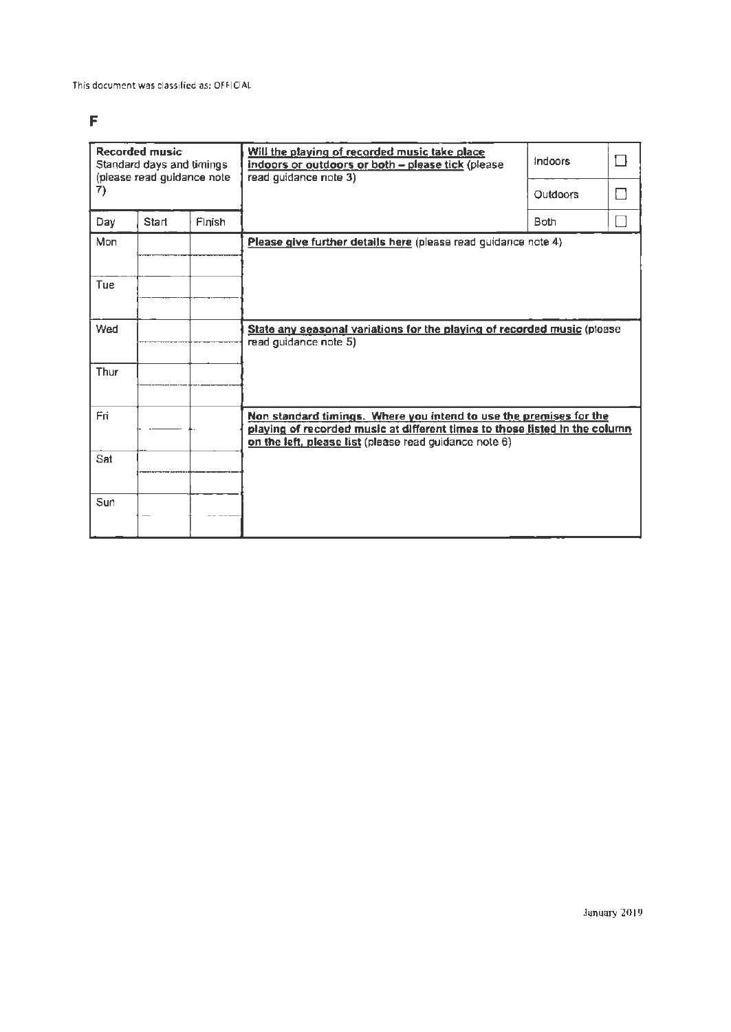This document was classified as: OFFICIAL

**F**

| **Recorded music**<br>Standard days and timings (please read guidance note 7) | | | **Will the playing of recorded music take place indoors or outdoors or both – please tick** (please read guidance note 3) | Indoors | ☐ |
|---|---|---|---|---|---|
| | | | | Outdoors | ☐ |
| Day | Start | Finish | | Both | ☐ |
| Mon | | | **Please give further details here** (please read guidance note 4) | | |
| Tue | | | | | |
| Wed | | | **State any seasonal variations for the playing of recorded music** (please read guidance note 5) | | |
| Thur | | | | | |
| Fri | | | **Non standard timings. Where you intend to use the premises for the playing of recorded music at different times to those listed in the column on the left, please list** (please read guidance note 6) | | |
| Sat | | | | | |
| Sun | | | | | |

January 2019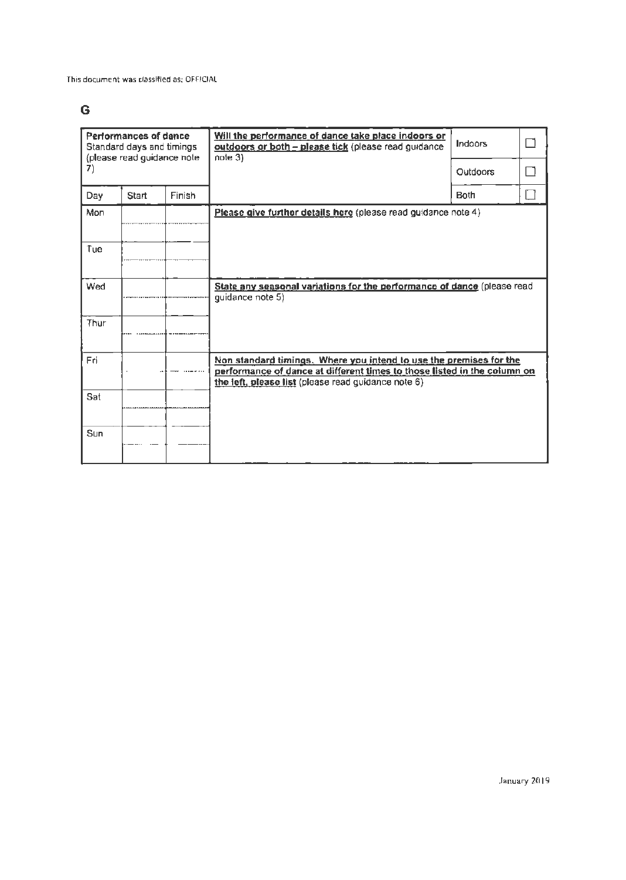This document was classified as: OFFICIAL

## G

| **Performances of dance** Standard days and timings (please read guidance note 7) | | | **Will the performance of dance take place indoors or outdoors or both – please tick** (please read guidance note 3) | Indoors | ☐ |
|---|---|---|---|---|---|
| | | | | Outdoors | ☐ |
| Day | Start | Finish | | Both | ☐ |
| Mon | | | **Please give further details here** (please read guidance note 4) | | |
| | | | | | |
| Tue | | | | | |
| | | | | | |
| Wed | | | **State any seasonal variations for the performance of dance** (please read guidance note 5) | | |
| | | | | | |
| Thur | | | | | |
| | | | | | |
| Fri | | | **Non standard timings. Where you intend to use the premises for the performance of dance at different times to those listed in the column on the left, please list** (please read guidance note 6) | | |
| | | | | | |
| Sat | | | | | |
| | | | | | |
| Sun | | | | | |
| | | | | | |

January 2019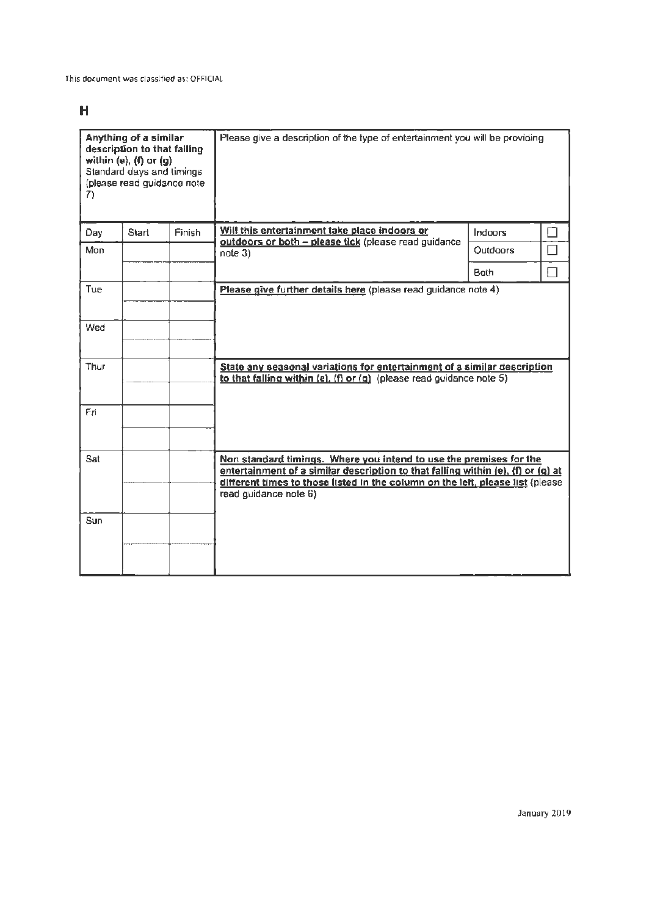This document was classified as: OFFICIAL

# H

| **Anything of a similar description to that falling within (e), (f) or (g)** Standard days and timings (please read guidance note 7) | | | Please give a description of the type of entertainment you will be providing | | |
|---|---|---|---|---|---|
| Day | Start | Finish | **Will this entertainment take place indoors or outdoors or both – please tick** (please read guidance note 3) | Indoors | ☐ |
| Mon | | | | Outdoors | ☐ |
| | | | | Both | ☐ |
| Tue | | | **Please give further details here** (please read guidance note 4) | | |
| | | | | | |
| Wed | | | | | |
| | | | | | |
| Thur | | | **State any seasonal variations for entertainment of a similar description to that falling within (e), (f) or (g)** (please read guidance note 5) | | |
| | | | | | |
| Fri | | | | | |
| | | | | | |
| Sat | | | **Non standard timings. Where you intend to use the premises for the entertainment of a similar description to that falling within (e), (f) or (g) at different times to those listed in the column on the left, please list** (please read guidance note 6) | | |
| | | | | | |
| Sun | | | | | |
| | | | | | |

January 2019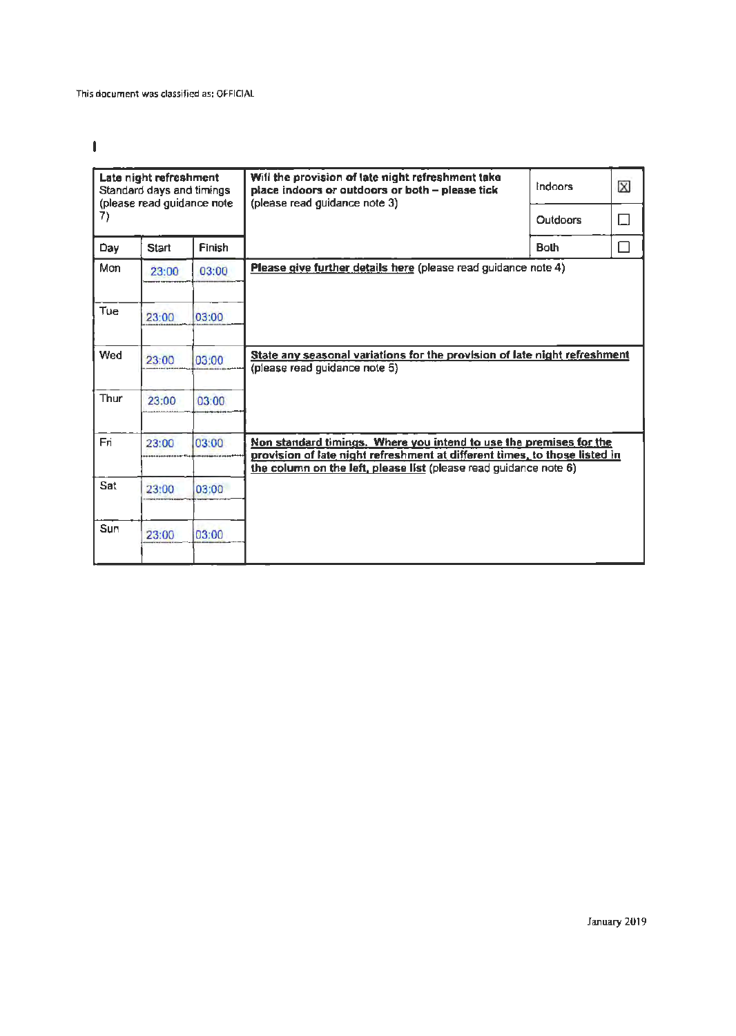This document was classified as: OFFICIAL

| **Late night refreshment** Standard days and timings (please read guidance note 7) | | | **Will the provision of late night refreshment take place indoors or outdoors or both – please tick** (please read guidance note 3) | Indoors | ☒ |
|---|---|---|---|---|---|
| | | | | Outdoors | ☐ |
| Day | Start | Finish | | Both | ☐ |
| Mon | 23:00 | 03:00 | **Please give further details here** (please read guidance note 4) | | |
| Tue | 23:00 | 03:00 | | | |
| Wed | 23:00 | 03:00 | **State any seasonal variations for the provision of late night refreshment** (please read guidance note 5) | | |
| Thur | 23:00 | 03:00 | | | |
| Fri | 23:00 | 03:00 | **Non standard timings. Where you intend to use the premises for the provision of late night refreshment at different times, to those listed in the column on the left, please list** (please read guidance note 6) | | |
| Sat | 23:00 | 03:00 | | | |
| Sun | 23:00 | 03:00 | | | |

January 2019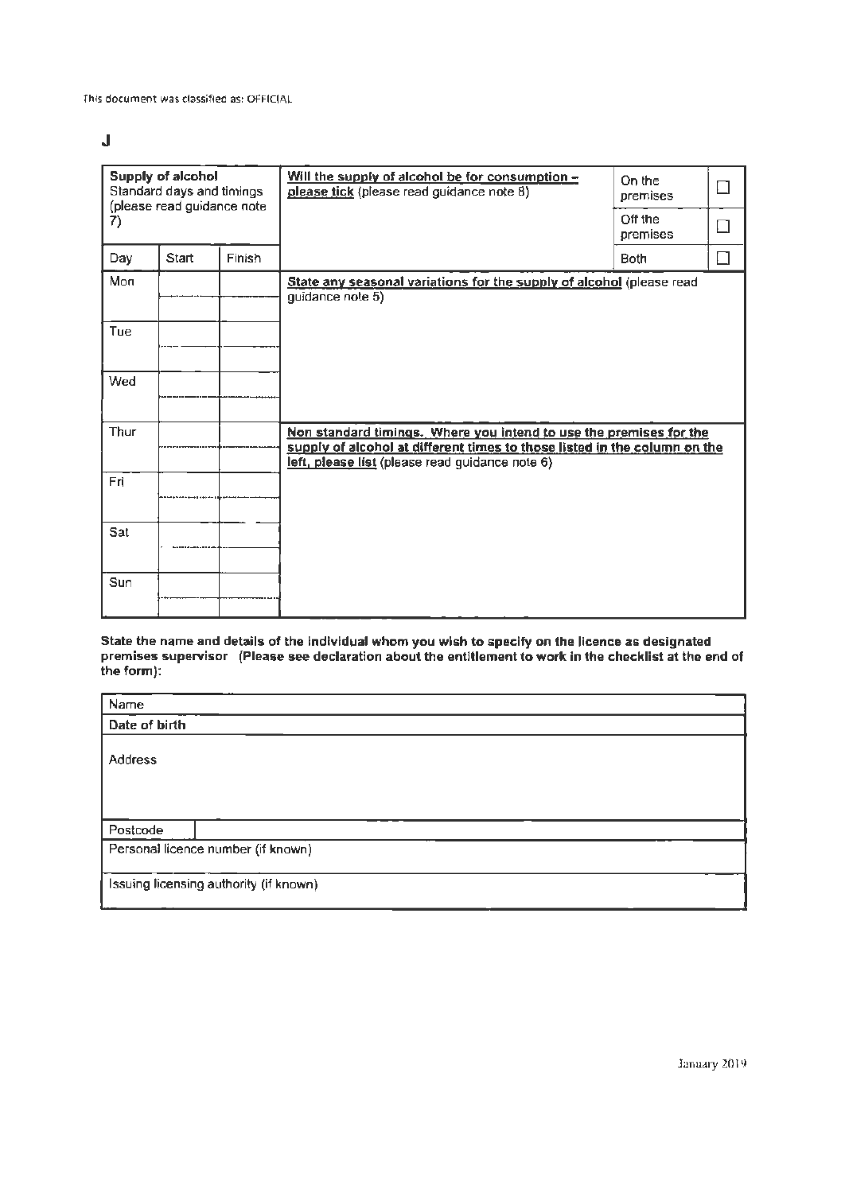This document was classified as: OFFICIAL

**J**

| **Supply of alcohol** Standard days and timings (please read guidance note 7) | | | **Will the supply of alcohol be for consumption – please tick** (please read guidance note 8) | On the premises | ☐ |
|---|---|---|---|---|---|
| | | | | Off the premises | ☐ |
| Day | Start | Finish | | Both | ☐ |
| Mon | | | **State any seasonal variations for the supply of alcohol** (please read guidance note 5) | | |
| | | | | | |
| Tue | | | | | |
| | | | | | |
| Wed | | | | | |
| | | | | | |
| Thur | | | **Non standard timings. Where you intend to use the premises for the supply of alcohol at different times to those listed in the column on the left, please list** (please read guidance note 6) | | |
| | | | | | |
| Fri | | | | | |
| | | | | | |
| Sat | | | | | |
| | | | | | |
| Sun | | | | | |
| | | | | | |

**State the name and details of the individual whom you wish to specify on the licence as designated premises supervisor (Please see declaration about the entitlement to work in the checklist at the end of the form):**

| Name | |
|---|---|
| **Date of birth** | |
| Address | |
| Postcode | |
| Personal licence number (if known) | |
| Issuing licensing authority (if known) | |

January 2019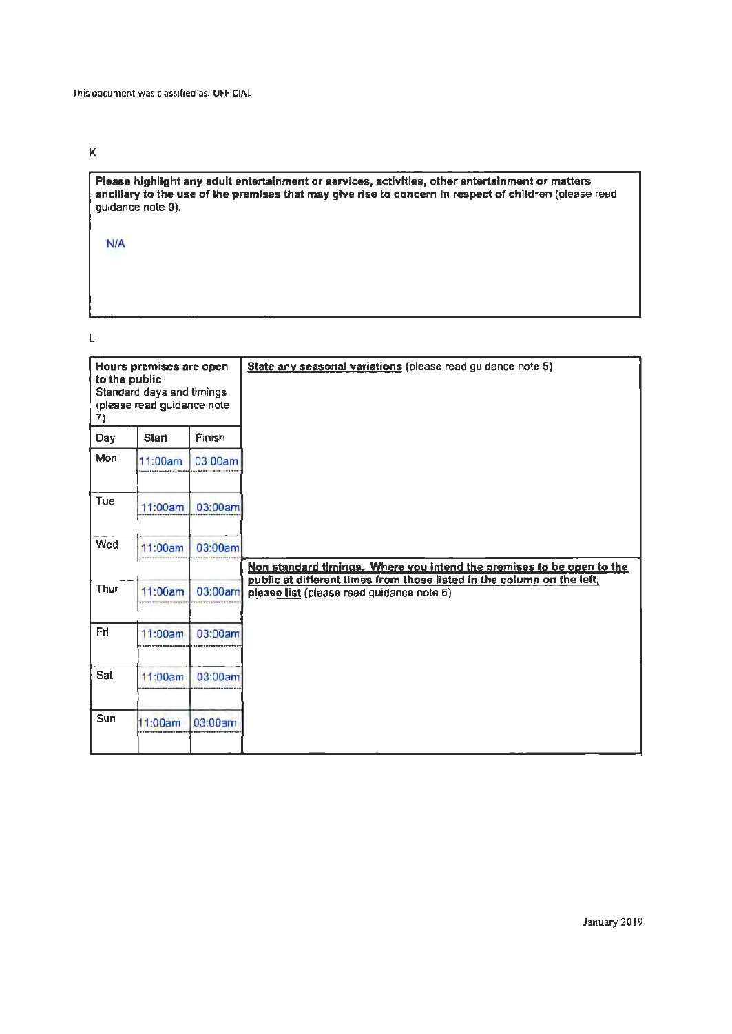K

**Please highlight any adult entertainment or services, activities, other entertainment or matters ancillary to the use of the premises that may give rise to concern in respect of children** (please read guidance note 9).

N/A

L

| **Hours premises are open to the public** Standard days and timings (please read guidance note 7) | | | **State any seasonal variations** (please read guidance note 5) |
|---|---|---|---|
| Day | Start | Finish | |
| Mon | 11:00am | 03:00am | |
| Tue | 11:00am | 03:00am | |
| Wed | 11:00am | 03:00am | **Non standard timings. Where you intend the premises to be open to the public at different times from those listed in the column on the left, please list** (please read guidance note 6) |
| Thur | 11:00am | 03:00am | |
| Fri | 11:00am | 03:00am | |
| Sat | 11:00am | 03:00am | |
| Sun | 11:00am | 03:00am | |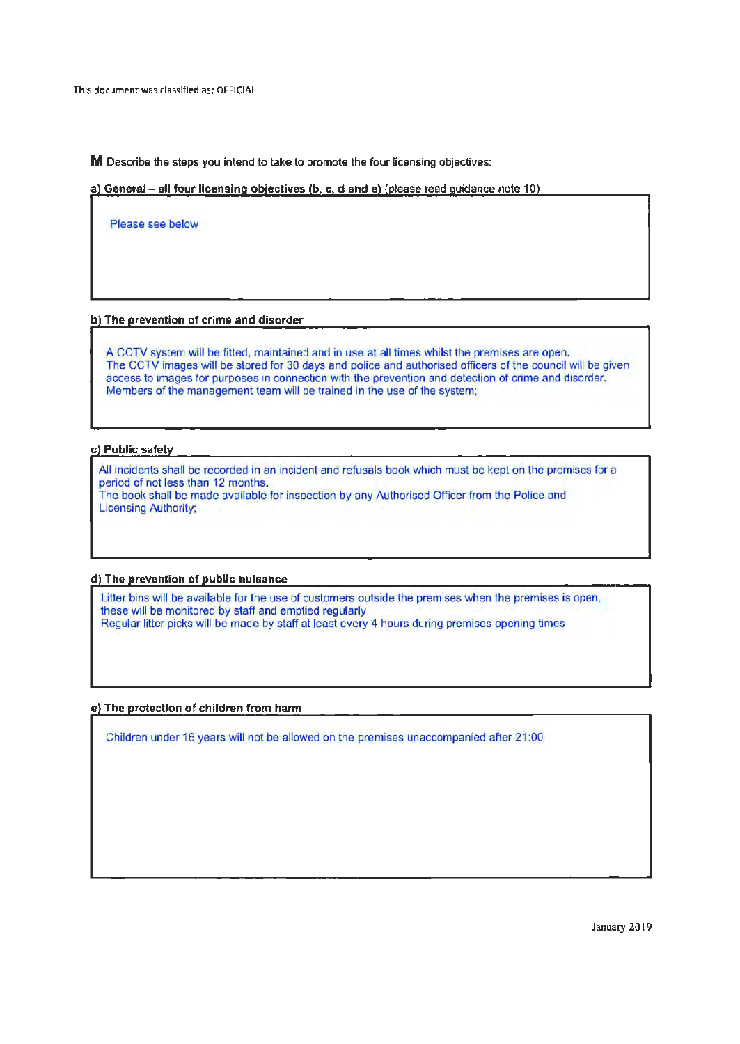This document was classified as: OFFICIAL

**M** Describe the steps you intend to take to promote the four licensing objectives:

**a) General – all four licensing objectives (b, c, d and e)** (please read guidance note 10)

Please see below

**b) The prevention of crime and disorder**

A CCTV system will be fitted, maintained and in use at all times whilst the premises are open.
The CCTV images will be stored for 30 days and police and authorised officers of the council will be given access to images for purposes in connection with the prevention and detection of crime and disorder.
Members of the management team will be trained in the use of the system;

**c) Public safety**

All incidents shall be recorded in an incident and refusals book which must be kept on the premises for a period of not less than 12 months.
The book shall be made available for inspection by any Authorised Officer from the Police and Licensing Authority;

**d) The prevention of public nuisance**

Litter bins will be available for the use of customers outside the premises when the premises is open, these will be monitored by staff and emptied regularly
Regular litter picks will be made by staff at least every 4 hours during premises opening times

**e) The protection of children from harm**

Children under 16 years will not be allowed on the premises unaccompanied after 21:00

January 2019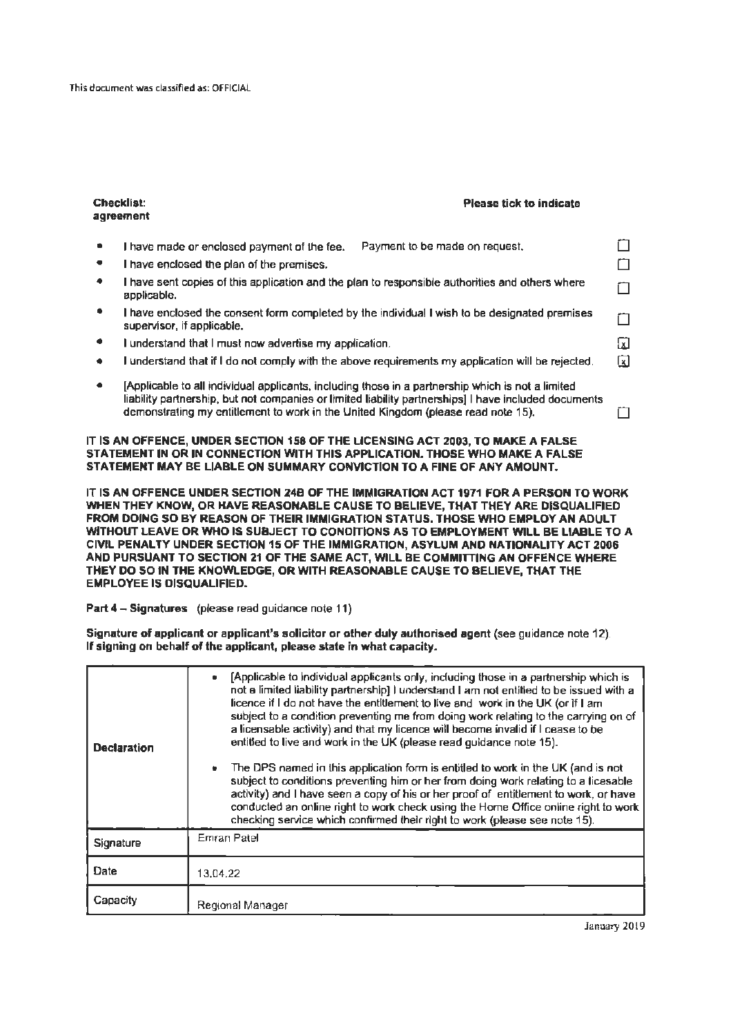This document was classified as: OFFICIAL

**Checklist:** **Please tick to indicate agreement**

- I have made or enclosed payment of the fee. Payment to be made on request. ☐
- I have enclosed the plan of the premises. ☐
- I have sent copies of this application and the plan to responsible authorities and others where applicable. ☐
- I have enclosed the consent form completed by the individual I wish to be designated premises supervisor, if applicable. ☐
- I understand that I must now advertise my application. ☒
- I understand that if I do not comply with the above requirements my application will be rejected. ☒
- [Applicable to all individual applicants, including those in a partnership which is not a limited liability partnership, but not companies or limited liability partnerships] I have included documents demonstrating my entitlement to work in the United Kingdom (please read note 15). ☐

**IT IS AN OFFENCE, UNDER SECTION 158 OF THE LICENSING ACT 2003, TO MAKE A FALSE STATEMENT IN OR IN CONNECTION WITH THIS APPLICATION. THOSE WHO MAKE A FALSE STATEMENT MAY BE LIABLE ON SUMMARY CONVICTION TO A FINE OF ANY AMOUNT.**

**IT IS AN OFFENCE UNDER SECTION 24B OF THE IMMIGRATION ACT 1971 FOR A PERSON TO WORK WHEN THEY KNOW, OR HAVE REASONABLE CAUSE TO BELIEVE, THAT THEY ARE DISQUALIFIED FROM DOING SO BY REASON OF THEIR IMMIGRATION STATUS. THOSE WHO EMPLOY AN ADULT WITHOUT LEAVE OR WHO IS SUBJECT TO CONDITIONS AS TO EMPLOYMENT WILL BE LIABLE TO A CIVIL PENALTY UNDER SECTION 15 OF THE IMMIGRATION, ASYLUM AND NATIONALITY ACT 2006 AND PURSUANT TO SECTION 21 OF THE SAME ACT, WILL BE COMMITTING AN OFFENCE WHERE THEY DO SO IN THE KNOWLEDGE, OR WITH REASONABLE CAUSE TO BELIEVE, THAT THE EMPLOYEE IS DISQUALIFIED.**

**Part 4 – Signatures** (please read guidance note 11)

**Signature of applicant or applicant's solicitor or other duly authorised agent** (see guidance note 12). **If signing on behalf of the applicant, please state in what capacity.**

| | |
|---|---|
| **Declaration** | • [Applicable to individual applicants only, including those in a partnership which is not a limited liability partnership] I understand I am not entitled to be issued with a licence if I do not have the entitlement to live and work in the UK (or if I am subject to a condition preventing me from doing work relating to the carrying on of a licensable activity) and that my licence will become invalid if I cease to be entitled to live and work in the UK (please read guidance note 15).<br><br>• The DPS named in this application form is entitled to work in the UK (and is not subject to conditions preventing him or her from doing work relating to a licesable activity) and I have seen a copy of his or her proof of entitlement to work, or have conducted an online right to work check using the Home Office online right to work checking service which confirmed their right to work (please see note 15). |
| Signature | Emran Patel |
| Date | 13.04.22 |
| Capacity | Regional Manager |

January 2019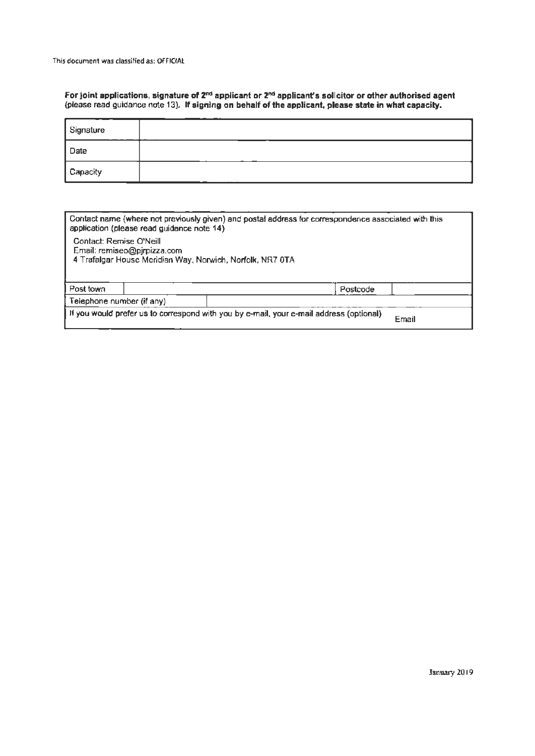This document was classified as: OFFICIAL

**For joint applications, signature of 2nd applicant or 2nd applicant's solicitor or other authorised agent** (please read guidance note 13). **If signing on behalf of the applicant, please state in what capacity.**

| Signature | |
|---|---|
| Date | |
| Capacity | |

| Contact name (where not previously given) and postal address for correspondence associated with this application (please read guidance note 14)<br><br>Contact: Remise O'Neill<br>Email: remiseo@pjrpizza.com<br>4 Trafalgar House Meridian Way, Norwich, Norfolk, NR7 0TA | | | |
|---|---|---|---|
| Post town | | Postcode | |
| Telephone number (if any) | | | |
| If you would prefer us to correspond with you by e-mail, your e-mail address (optional) | | Email | |

January 2019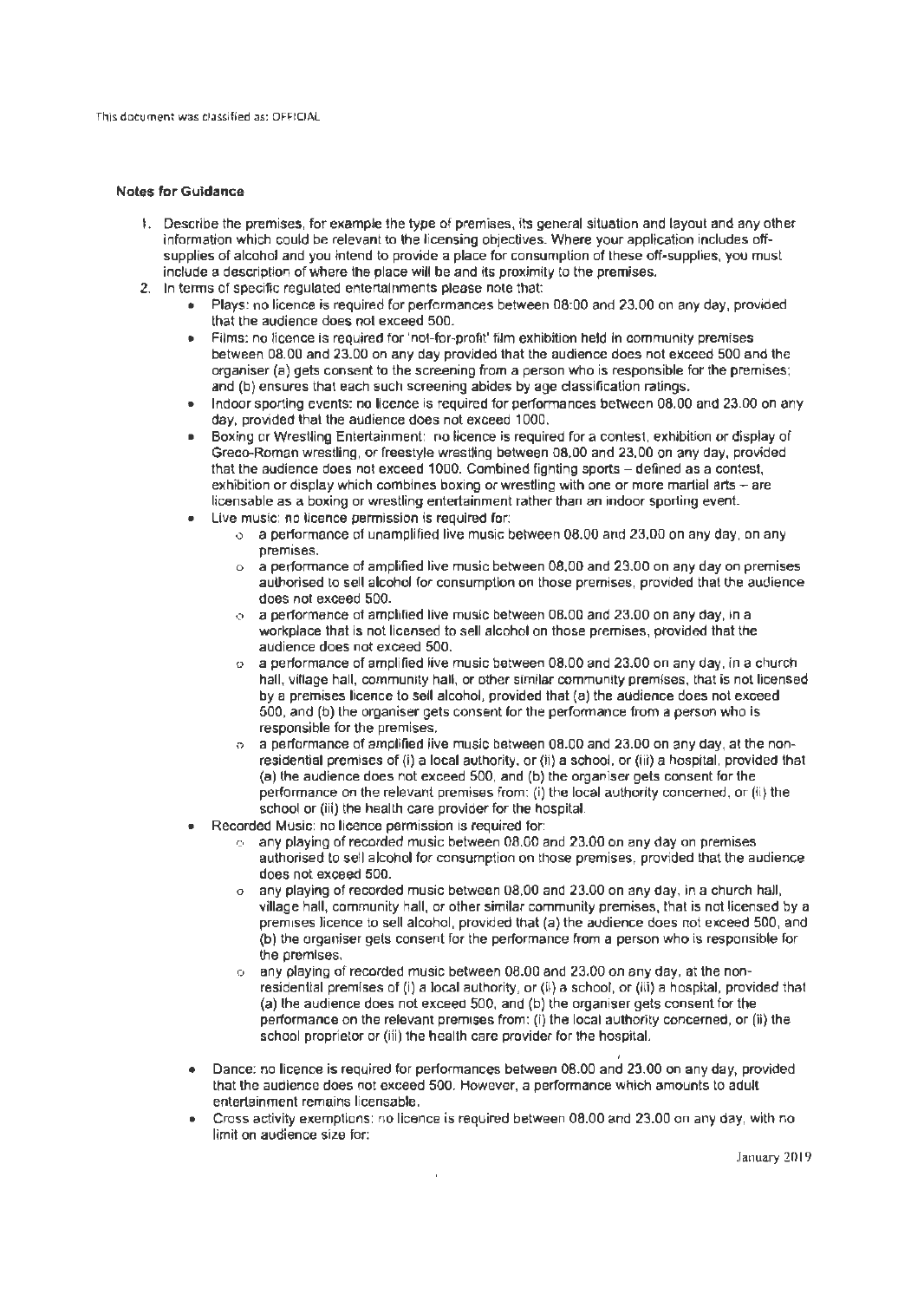This document was classified as: OFFICIAL

**Notes for Guidance**

1. Describe the premises, for example the type of premises, its general situation and layout and any other information which could be relevant to the licensing objectives. Where your application includes off-supplies of alcohol and you intend to provide a place for consumption of these off-supplies, you must include a description of where the place will be and its proximity to the premises.
2. In terms of specific regulated entertainments please note that:
   - Plays: no licence is required for performances between 08:00 and 23.00 on any day, provided that the audience does not exceed 500.
   - Films: no licence is required for 'not-for-profit' film exhibition held in community premises between 08.00 and 23.00 on any day provided that the audience does not exceed 500 and the organiser (a) gets consent to the screening from a person who is responsible for the premises; and (b) ensures that each such screening abides by age classification ratings.
   - Indoor sporting events: no licence is required for performances between 08.00 and 23.00 on any day, provided that the audience does not exceed 1000.
   - Boxing or Wrestling Entertainment: no licence is required for a contest, exhibition or display of Greco-Roman wrestling, or freestyle wrestling between 08.00 and 23.00 on any day, provided that the audience does not exceed 1000. Combined fighting sports – defined as a contest, exhibition or display which combines boxing or wrestling with one or more martial arts – are licensable as a boxing or wrestling entertainment rather than an indoor sporting event.
   - Live music: no licence permission is required for:
     - a performance of unamplified live music between 08.00 and 23.00 on any day, on any premises.
     - a performance of amplified live music between 08.00 and 23.00 on any day on premises authorised to sell alcohol for consumption on those premises, provided that the audience does not exceed 500.
     - a performance of amplified live music between 08.00 and 23.00 on any day, in a workplace that is not licensed to sell alcohol on those premises, provided that the audience does not exceed 500.
     - a performance of amplified live music between 08.00 and 23.00 on any day, in a church hall, village hall, community hall, or other similar community premises, that is not licensed by a premises licence to sell alcohol, provided that (a) the audience does not exceed 500, and (b) the organiser gets consent for the performance from a person who is responsible for the premises.
     - a performance of amplified live music between 08.00 and 23.00 on any day, at the non-residential premises of (i) a local authority, or (ii) a school, or (iii) a hospital, provided that (a) the audience does not exceed 500, and (b) the organiser gets consent for the performance on the relevant premises from: (i) the local authority concerned, or (ii) the school or (iii) the health care provider for the hospital.
   - Recorded Music: no licence permission is required for:
     - any playing of recorded music between 08.00 and 23.00 on any day on premises authorised to sell alcohol for consumption on those premises, provided that the audience does not exceed 500.
     - any playing of recorded music between 08.00 and 23.00 on any day, in a church hall, village hall, community hall, or other similar community premises, that is not licensed by a premises licence to sell alcohol, provided that (a) the audience does not exceed 500, and (b) the organiser gets consent for the performance from a person who is responsible for the premises.
     - any playing of recorded music between 08.00 and 23.00 on any day, at the non-residential premises of (i) a local authority, or (ii) a school, or (iii) a hospital, provided that (a) the audience does not exceed 500, and (b) the organiser gets consent for the performance on the relevant premises from: (i) the local authority concerned, or (ii) the school proprietor or (iii) the health care provider for the hospital.
   - Dance: no licence is required for performances between 08.00 and 23.00 on any day, provided that the audience does not exceed 500. However, a performance which amounts to adult entertainment remains licensable.
   - Cross activity exemptions: no licence is required between 08.00 and 23.00 on any day, with no limit on audience size for:

January 2019